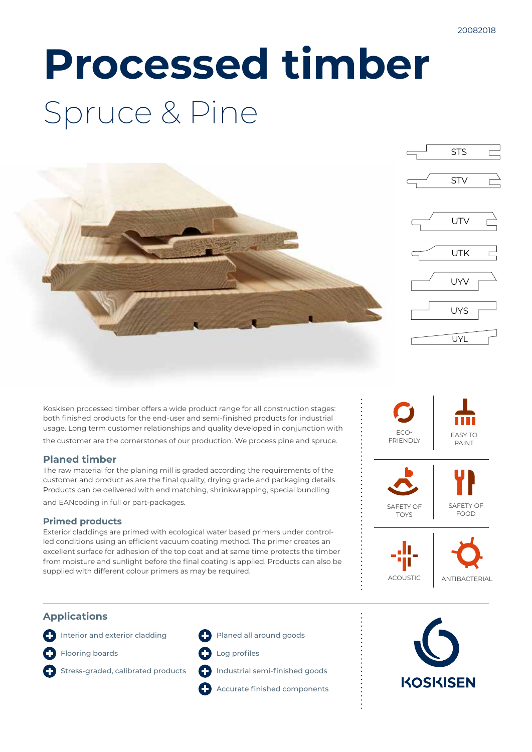20082018

# Processed timber

## Spruce & Pine

STS

STV

UTV

UTK

UYV

UYS

UYL

Koskisen processed timber offers a wide product range for all construction stages: both finished products for the end-user and semi-finished products for industrial usage. Long term customer relationships and quality developed in conjunction with the customer are the cornerstones of our production. We process pine and spruce.

### Planed timber

The raw material for the planing mill is graded according the requirements of the customer and product as are the final quality, drying grade and packaging details. Products can be delivered with end matching, shrinkwrapping, special bundling and EANcoding in full or part-packages.

### Primed products

Exterior claddings are primed with ecological water based primers under controlled conditions using an efficient vacuum coating method. The primer creates an excellent surface for adhesion of the top coat and at same time protects the timber from moisture and sunlight before the final coating is applied. Products can also be supplied with different colour primers as may be required.

ECO-FRIENDLY

EASY TO PAINT

SAFETY OF TOYS

SAFETY OF FOOD

ACOUSTIC

ANTIBACTERIAL

### Applications

- Interior and exterior cladding
- Flooring boards
- Stress-graded, calibrated products
- Planed all around goods
- Log profiles
- Industrial semi-finished goods
- Accurate finished components

KOSKISEN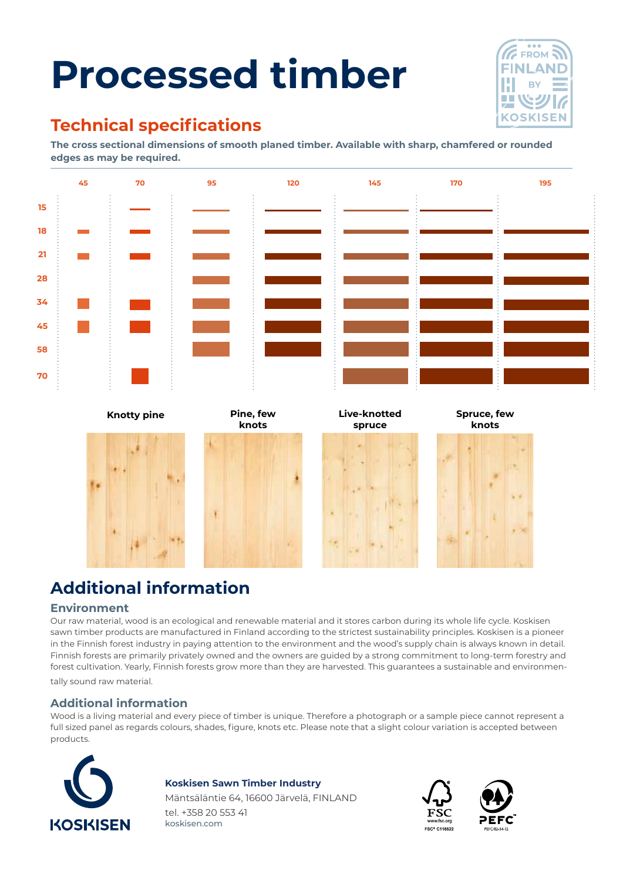# Processed timber

FROM FINLAND BY KOSKISEN

## Technical specifications

**The cross sectional dimensions of smooth planed timber. Available with sharp, chamfered or rounded edges as may be required.**

45 70 95 120 145 170 195

15
18
21
28
34
45
58
70

**Knotty pine**

**Pine, few knots**

**Live-knotted spruce**

**Spruce, few knots**

# Additional information

### Environment

Our raw material, wood is an ecological and renewable material and it stores carbon during its whole life cycle. Koskisen sawn timber products are manufactured in Finland according to the strictest sustainability principles. Koskisen is a pioneer in the Finnish forest industry in paying attention to the environment and the wood's supply chain is always known in detail. Finnish forests are primarily privately owned and the owners are guided by a strong commitment to long-term forestry and forest cultivation. Yearly, Finnish forests grow more than they are harvested. This guarantees a sustainable and environmentally sound raw material.

### Additional information

Wood is a living material and every piece of timber is unique. Therefore a photograph or a sample piece cannot represent a full sized panel as regards colours, shades, figure, knots etc. Please note that a slight colour variation is accepted between products.

KOSKISEN

**Koskisen Sawn Timber Industry**
Mäntsäläntie 64, 16600 Järvelä, FINLAND
tel. +358 20 553 41
koskisen.com

FSC www.fsc.org FSC® C116522

PEFC™ PEFC/02-34-12